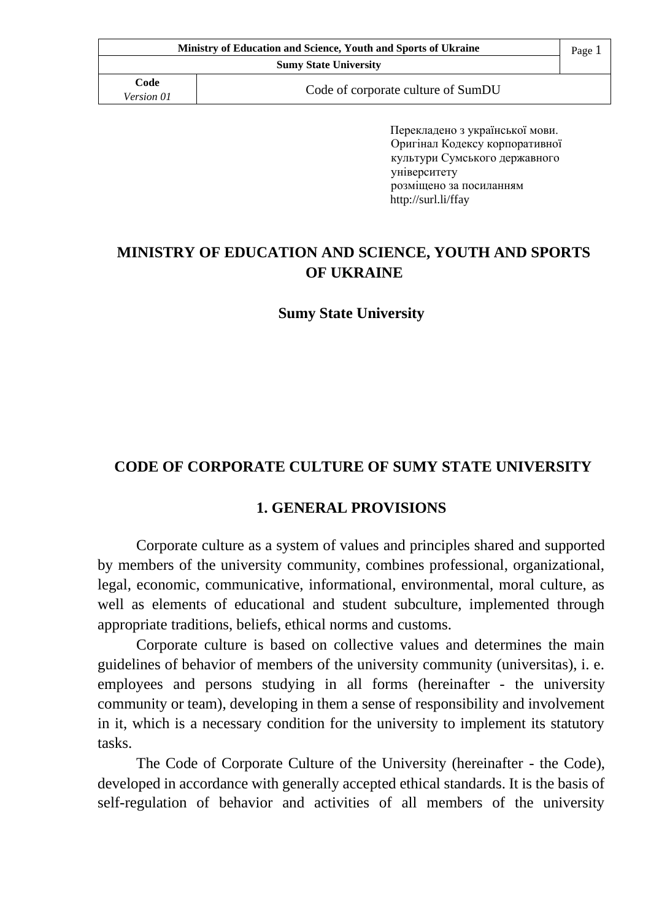Перекладено з української мови.
Оригінал Кодексу корпоративної культури Сумського державного університету
розміщено за посиланням
http://surl.li/ffay

# MINISTRY OF EDUCATION AND SCIENCE, YOUTH AND SPORTS OF UKRAINE

## Sumy State University

# CODE OF CORPORATE CULTURE OF SUMY STATE UNIVERSITY

## 1. GENERAL PROVISIONS

Corporate culture as a system of values and principles shared and supported by members of the university community, combines professional, organizational, legal, economic, communicative, informational, environmental, moral culture, as well as elements of educational and student subculture, implemented through appropriate traditions, beliefs, ethical norms and customs.

Corporate culture is based on collective values and determines the main guidelines of behavior of members of the university community (universitas), i. e. employees and persons studying in all forms (hereinafter - the university community or team), developing in them a sense of responsibility and involvement in it, which is a necessary condition for the university to implement its statutory tasks.

The Code of Corporate Culture of the University (hereinafter - the Code), developed in accordance with generally accepted ethical standards. It is the basis of self-regulation of behavior and activities of all members of the university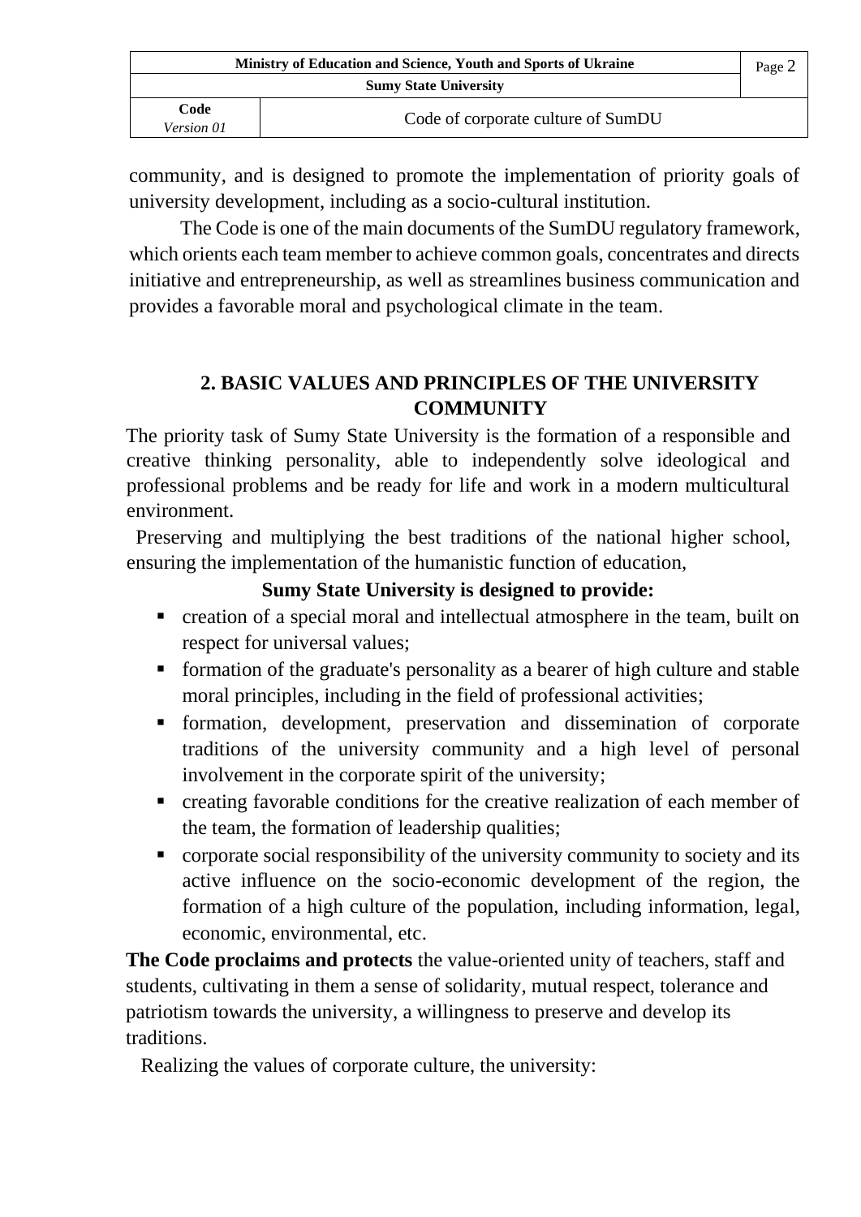community, and is designed to promote the implementation of priority goals of university development, including as a socio-cultural institution.

The Code is one of the main documents of the SumDU regulatory framework, which orients each team member to achieve common goals, concentrates and directs initiative and entrepreneurship, as well as streamlines business communication and provides a favorable moral and psychological climate in the team.

## 2. BASIC VALUES AND PRINCIPLES OF THE UNIVERSITY COMMUNITY

The priority task of Sumy State University is the formation of a responsible and creative thinking personality, able to independently solve ideological and professional problems and be ready for life and work in a modern multicultural environment.

Preserving and multiplying the best traditions of the national higher school, ensuring the implementation of the humanistic function of education,

**Sumy State University is designed to provide:**

- creation of a special moral and intellectual atmosphere in the team, built on respect for universal values;
- formation of the graduate's personality as a bearer of high culture and stable moral principles, including in the field of professional activities;
- formation, development, preservation and dissemination of corporate traditions of the university community and a high level of personal involvement in the corporate spirit of the university;
- creating favorable conditions for the creative realization of each member of the team, the formation of leadership qualities;
- corporate social responsibility of the university community to society and its active influence on the socio-economic development of the region, the formation of a high culture of the population, including information, legal, economic, environmental, etc.

**The Code proclaims and protects** the value-oriented unity of teachers, staff and students, cultivating in them a sense of solidarity, mutual respect, tolerance and patriotism towards the university, a willingness to preserve and develop its traditions.

Realizing the values of corporate culture, the university: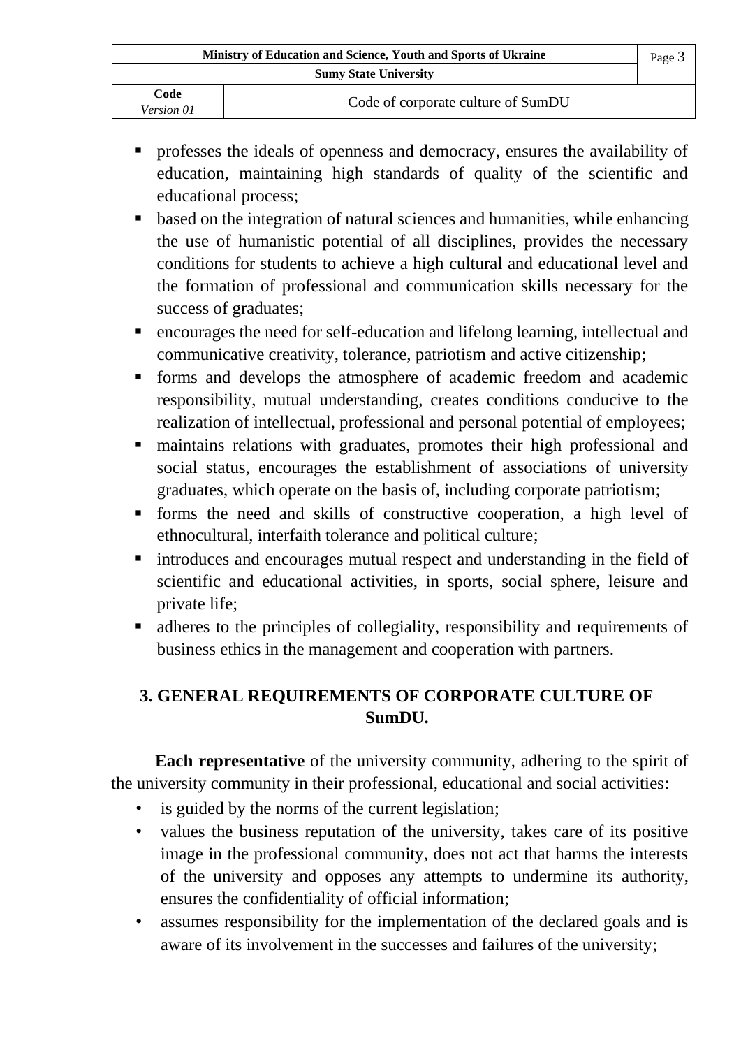- professes the ideals of openness and democracy, ensures the availability of education, maintaining high standards of quality of the scientific and educational process;
- based on the integration of natural sciences and humanities, while enhancing the use of humanistic potential of all disciplines, provides the necessary conditions for students to achieve a high cultural and educational level and the formation of professional and communication skills necessary for the success of graduates;
- encourages the need for self-education and lifelong learning, intellectual and communicative creativity, tolerance, patriotism and active citizenship;
- forms and develops the atmosphere of academic freedom and academic responsibility, mutual understanding, creates conditions conducive to the realization of intellectual, professional and personal potential of employees;
- maintains relations with graduates, promotes their high professional and social status, encourages the establishment of associations of university graduates, which operate on the basis of, including corporate patriotism;
- forms the need and skills of constructive cooperation, a high level of ethnocultural, interfaith tolerance and political culture;
- introduces and encourages mutual respect and understanding in the field of scientific and educational activities, in sports, social sphere, leisure and private life;
- adheres to the principles of collegiality, responsibility and requirements of business ethics in the management and cooperation with partners.

## 3. GENERAL REQUIREMENTS OF CORPORATE CULTURE OF SumDU.

**Each representative** of the university community, adhering to the spirit of the university community in their professional, educational and social activities:

- is guided by the norms of the current legislation;
- values the business reputation of the university, takes care of its positive image in the professional community, does not act that harms the interests of the university and opposes any attempts to undermine its authority, ensures the confidentiality of official information;
- assumes responsibility for the implementation of the declared goals and is aware of its involvement in the successes and failures of the university;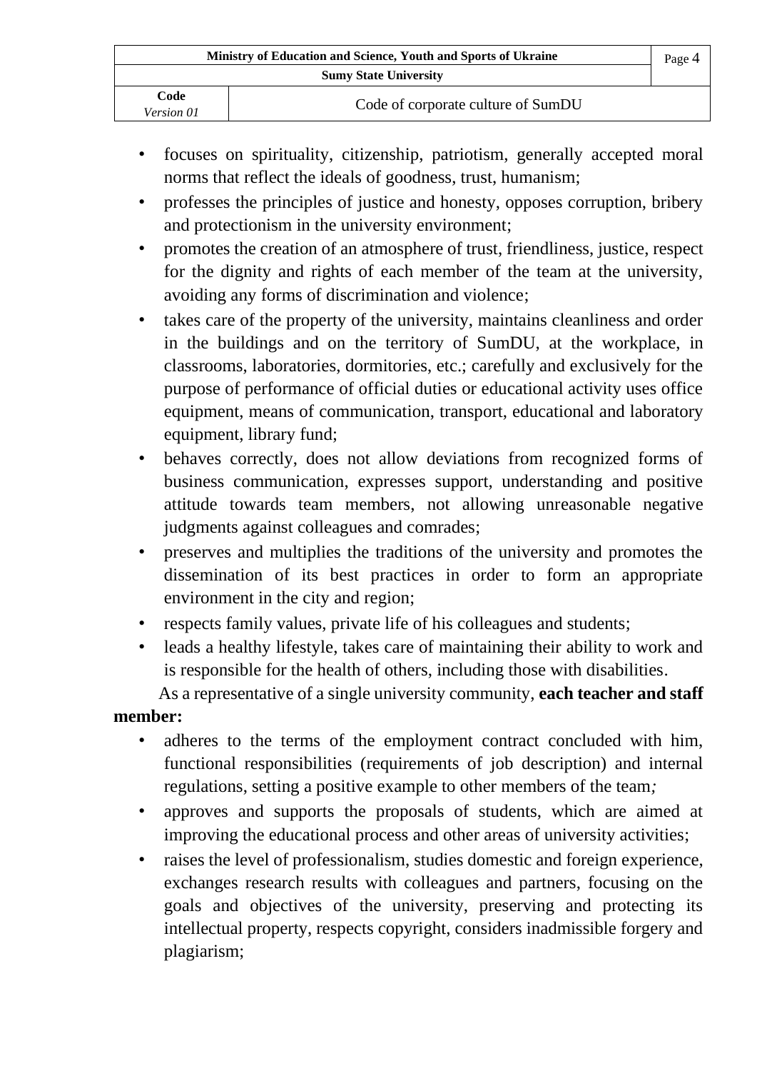- focuses on spirituality, citizenship, patriotism, generally accepted moral norms that reflect the ideals of goodness, trust, humanism;
- professes the principles of justice and honesty, opposes corruption, bribery and protectionism in the university environment;
- promotes the creation of an atmosphere of trust, friendliness, justice, respect for the dignity and rights of each member of the team at the university, avoiding any forms of discrimination and violence;
- takes care of the property of the university, maintains cleanliness and order in the buildings and on the territory of SumDU, at the workplace, in classrooms, laboratories, dormitories, etc.; carefully and exclusively for the purpose of performance of official duties or educational activity uses office equipment, means of communication, transport, educational and laboratory equipment, library fund;
- behaves correctly, does not allow deviations from recognized forms of business communication, expresses support, understanding and positive attitude towards team members, not allowing unreasonable negative judgments against colleagues and comrades;
- preserves and multiplies the traditions of the university and promotes the dissemination of its best practices in order to form an appropriate environment in the city and region;
- respects family values, private life of his colleagues and students;
- leads a healthy lifestyle, takes care of maintaining their ability to work and is responsible for the health of others, including those with disabilities.

As a representative of a single university community, **each teacher and staff member:**

- adheres to the terms of the employment contract concluded with him, functional responsibilities (requirements of job description) and internal regulations, setting a positive example to other members of the team*;*
- approves and supports the proposals of students, which are aimed at improving the educational process and other areas of university activities;
- raises the level of professionalism, studies domestic and foreign experience, exchanges research results with colleagues and partners, focusing on the goals and objectives of the university, preserving and protecting its intellectual property, respects copyright, considers inadmissible forgery and plagiarism;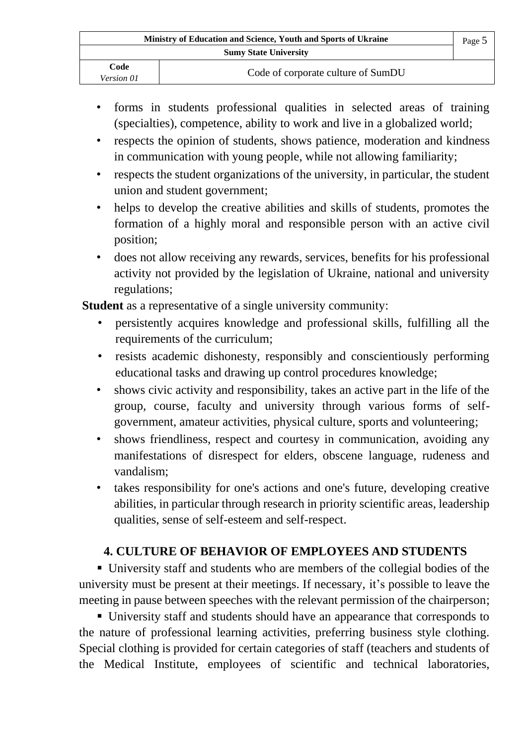- forms in students professional qualities in selected areas of training (specialties), competence, ability to work and live in a globalized world;
- respects the opinion of students, shows patience, moderation and kindness in communication with young people, while not allowing familiarity;
- respects the student organizations of the university, in particular, the student union and student government;
- helps to develop the creative abilities and skills of students, promotes the formation of a highly moral and responsible person with an active civil position;
- does not allow receiving any rewards, services, benefits for his professional activity not provided by the legislation of Ukraine, national and university regulations;

**Student** as a representative of a single university community:

- persistently acquires knowledge and professional skills, fulfilling all the requirements of the curriculum;
- resists academic dishonesty, responsibly and conscientiously performing educational tasks and drawing up control procedures knowledge;
- shows civic activity and responsibility, takes an active part in the life of the group, course, faculty and university through various forms of self-government, amateur activities, physical culture, sports and volunteering;
- shows friendliness, respect and courtesy in communication, avoiding any manifestations of disrespect for elders, obscene language, rudeness and vandalism;
- takes responsibility for one's actions and one's future, developing creative abilities, in particular through research in priority scientific areas, leadership qualities, sense of self-esteem and self-respect.

## 4. CULTURE OF BEHAVIOR OF EMPLOYEES AND STUDENTS

- University staff and students who are members of the collegial bodies of the university must be present at their meetings. If necessary, it’s possible to leave the meeting in pause between speeches with the relevant permission of the chairperson;
- University staff and students should have an appearance that corresponds to the nature of professional learning activities, preferring business style clothing. Special clothing is provided for certain categories of staff (teachers and students of the Medical Institute, employees of scientific and technical laboratories,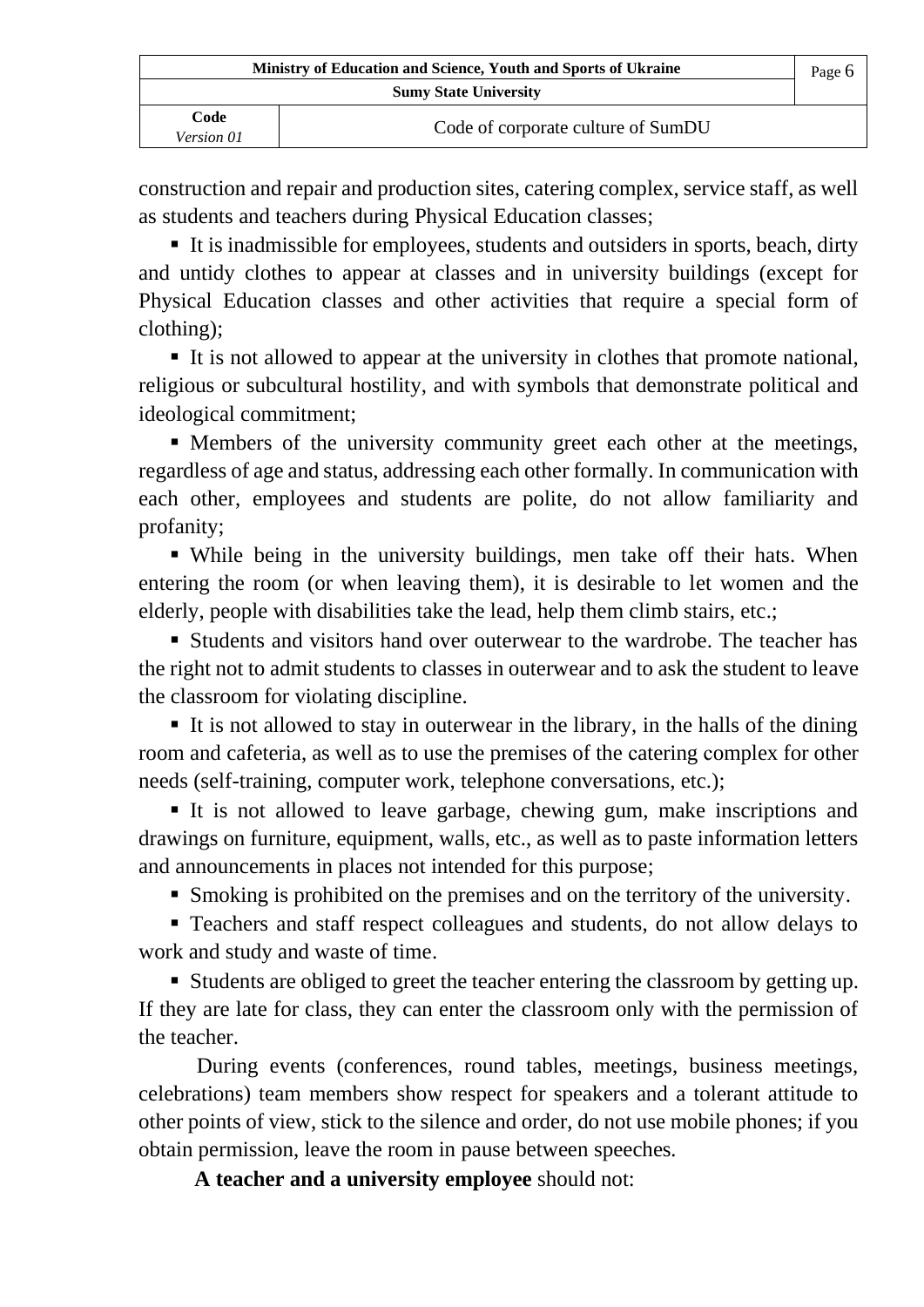construction and repair and production sites, catering complex, service staff, as well as students and teachers during Physical Education classes;

- It is inadmissible for employees, students and outsiders in sports, beach, dirty and untidy clothes to appear at classes and in university buildings (except for Physical Education classes and other activities that require a special form of clothing);
- It is not allowed to appear at the university in clothes that promote national, religious or subcultural hostility, and with symbols that demonstrate political and ideological commitment;
- Members of the university community greet each other at the meetings, regardless of age and status, addressing each other formally. In communication with each other, employees and students are polite, do not allow familiarity and profanity;
- While being in the university buildings, men take off their hats. When entering the room (or when leaving them), it is desirable to let women and the elderly, people with disabilities take the lead, help them climb stairs, etc.;
- Students and visitors hand over outerwear to the wardrobe. The teacher has the right not to admit students to classes in outerwear and to ask the student to leave the classroom for violating discipline.
- It is not allowed to stay in outerwear in the library, in the halls of the dining room and cafeteria, as well as to use the premises of the catering complex for other needs (self-training, computer work, telephone conversations, etc.);
- It is not allowed to leave garbage, chewing gum, make inscriptions and drawings on furniture, equipment, walls, etc., as well as to paste information letters and announcements in places not intended for this purpose;
- Smoking is prohibited on the premises and on the territory of the university.
- Teachers and staff respect colleagues and students, do not allow delays to work and study and waste of time.
- Students are obliged to greet the teacher entering the classroom by getting up. If they are late for class, they can enter the classroom only with the permission of the teacher.

During events (conferences, round tables, meetings, business meetings, celebrations) team members show respect for speakers and a tolerant attitude to other points of view, stick to the silence and order, do not use mobile phones; if you obtain permission, leave the room in pause between speeches.

**A teacher and a university employee** should not: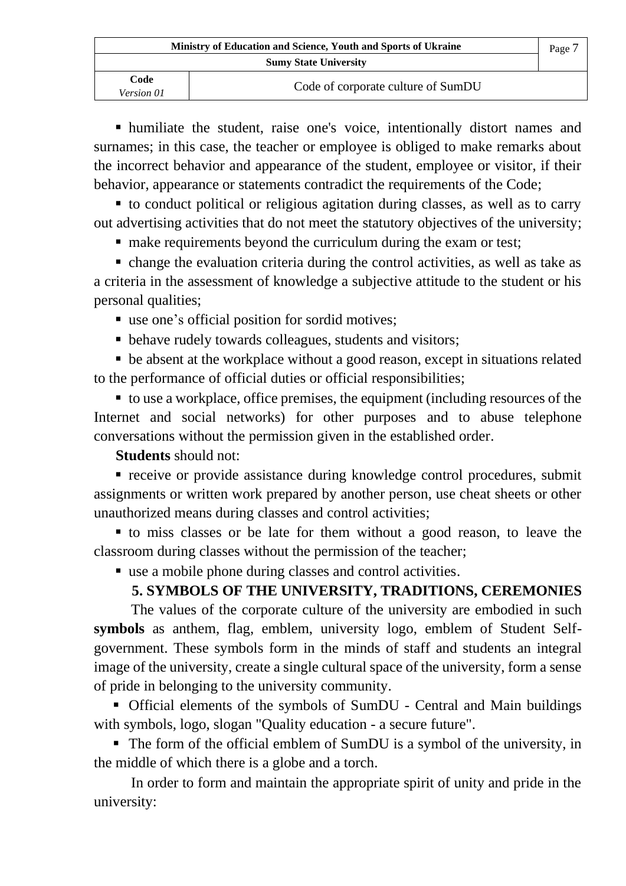- humiliate the student, raise one's voice, intentionally distort names and surnames; in this case, the teacher or employee is obliged to make remarks about the incorrect behavior and appearance of the student, employee or visitor, if their behavior, appearance or statements contradict the requirements of the Code;
- to conduct political or religious agitation during classes, as well as to carry out advertising activities that do not meet the statutory objectives of the university;
- make requirements beyond the curriculum during the exam or test;
- change the evaluation criteria during the control activities, as well as take as a criteria in the assessment of knowledge a subjective attitude to the student or his personal qualities;
- use one's official position for sordid motives;
- behave rudely towards colleagues, students and visitors;
- be absent at the workplace without a good reason, except in situations related to the performance of official duties or official responsibilities;
- to use a workplace, office premises, the equipment (including resources of the Internet and social networks) for other purposes and to abuse telephone conversations without the permission given in the established order.

**Students** should not:

- receive or provide assistance during knowledge control procedures, submit assignments or written work prepared by another person, use cheat sheets or other unauthorized means during classes and control activities;
- to miss classes or be late for them without a good reason, to leave the classroom during classes without the permission of the teacher;
- use a mobile phone during classes and control activities.

## 5. SYMBOLS OF THE UNIVERSITY, TRADITIONS, CEREMONIES

The values of the corporate culture of the university are embodied in such **symbols** as anthem, flag, emblem, university logo, emblem of Student Self-government. These symbols form in the minds of staff and students an integral image of the university, create a single cultural space of the university, form a sense of pride in belonging to the university community.

- Official elements of the symbols of SumDU - Central and Main buildings with symbols, logo, slogan "Quality education - a secure future".
- The form of the official emblem of SumDU is a symbol of the university, in the middle of which there is a globe and a torch.

In order to form and maintain the appropriate spirit of unity and pride in the university: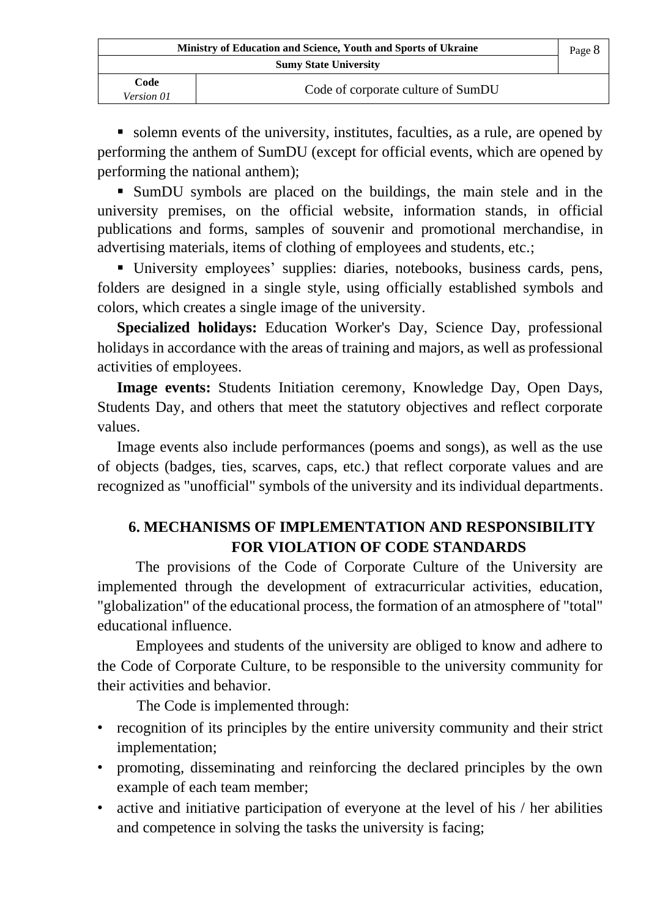- solemn events of the university, institutes, faculties, as a rule, are opened by performing the anthem of SumDU (except for official events, which are opened by performing the national anthem);
- SumDU symbols are placed on the buildings, the main stele and in the university premises, on the official website, information stands, in official publications and forms, samples of souvenir and promotional merchandise, in advertising materials, items of clothing of employees and students, etc.;
- University employees' supplies: diaries, notebooks, business cards, pens, folders are designed in a single style, using officially established symbols and colors, which creates a single image of the university.

**Specialized holidays:** Education Worker's Day, Science Day, professional holidays in accordance with the areas of training and majors, as well as professional activities of employees.

**Image events:** Students Initiation ceremony, Knowledge Day, Open Days, Students Day, and others that meet the statutory objectives and reflect corporate values.

Image events also include performances (poems and songs), as well as the use of objects (badges, ties, scarves, caps, etc.) that reflect corporate values and are recognized as "unofficial" symbols of the university and its individual departments.

## 6. MECHANISMS OF IMPLEMENTATION AND RESPONSIBILITY FOR VIOLATION OF CODE STANDARDS

The provisions of the Code of Corporate Culture of the University are implemented through the development of extracurricular activities, education, "globalization" of the educational process, the formation of an atmosphere of "total" educational influence.

Employees and students of the university are obliged to know and adhere to the Code of Corporate Culture, to be responsible to the university community for their activities and behavior.

The Code is implemented through:

- recognition of its principles by the entire university community and their strict implementation;
- promoting, disseminating and reinforcing the declared principles by the own example of each team member;
- active and initiative participation of everyone at the level of his / her abilities and competence in solving the tasks the university is facing;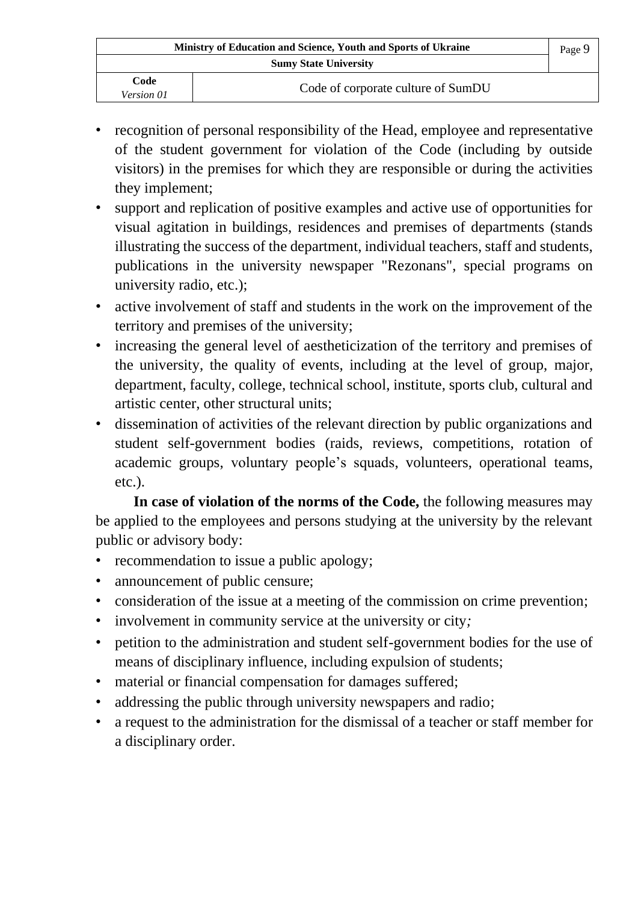- recognition of personal responsibility of the Head, employee and representative of the student government for violation of the Code (including by outside visitors) in the premises for which they are responsible or during the activities they implement;
- support and replication of positive examples and active use of opportunities for visual agitation in buildings, residences and premises of departments (stands illustrating the success of the department, individual teachers, staff and students, publications in the university newspaper "Rezonans", special programs on university radio, etc.);
- active involvement of staff and students in the work on the improvement of the territory and premises of the university;
- increasing the general level of aestheticization of the territory and premises of the university, the quality of events, including at the level of group, major, department, faculty, college, technical school, institute, sports club, cultural and artistic center, other structural units;
- dissemination of activities of the relevant direction by public organizations and student self-government bodies (raids, reviews, competitions, rotation of academic groups, voluntary people's squads, volunteers, operational teams, etc.).

**In case of violation of the norms of the Code,** the following measures may be applied to the employees and persons studying at the university by the relevant public or advisory body:

- recommendation to issue a public apology;
- announcement of public censure;
- consideration of the issue at a meeting of the commission on crime prevention;
- involvement in community service at the university or city*;*
- petition to the administration and student self-government bodies for the use of means of disciplinary influence, including expulsion of students;
- material or financial compensation for damages suffered;
- addressing the public through university newspapers and radio;
- a request to the administration for the dismissal of a teacher or staff member for a disciplinary order.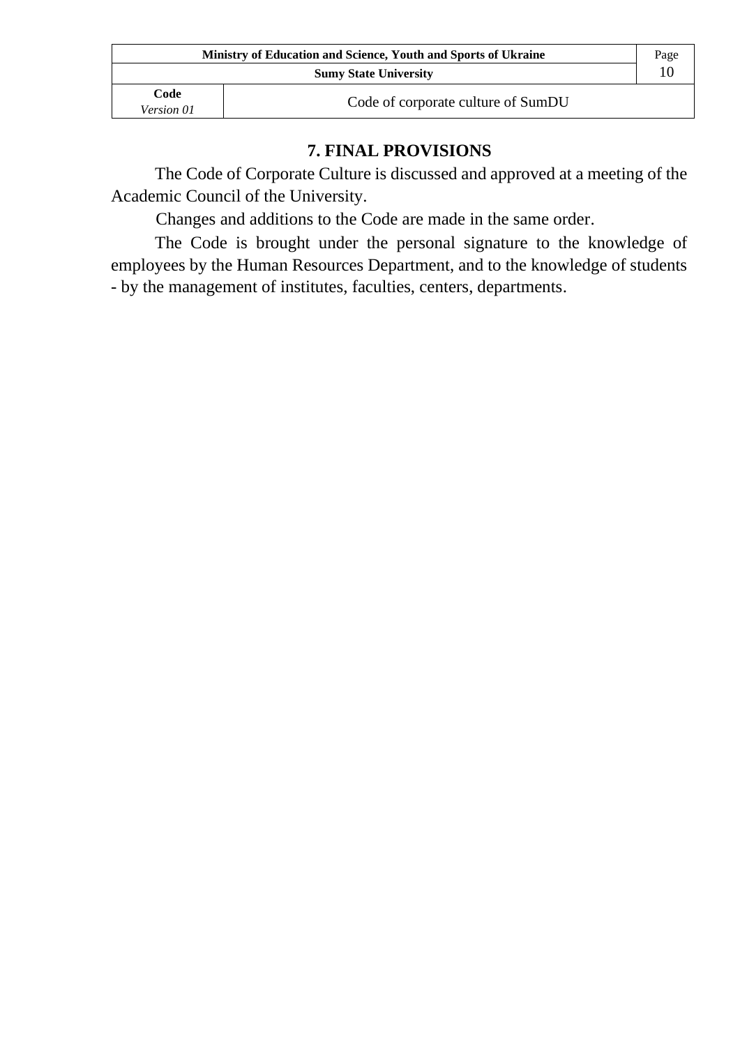## 7. FINAL PROVISIONS

The Code of Corporate Culture is discussed and approved at a meeting of the Academic Council of the University.

Changes and additions to the Code are made in the same order.

The Code is brought under the personal signature to the knowledge of employees by the Human Resources Department, and to the knowledge of students - by the management of institutes, faculties, centers, departments.